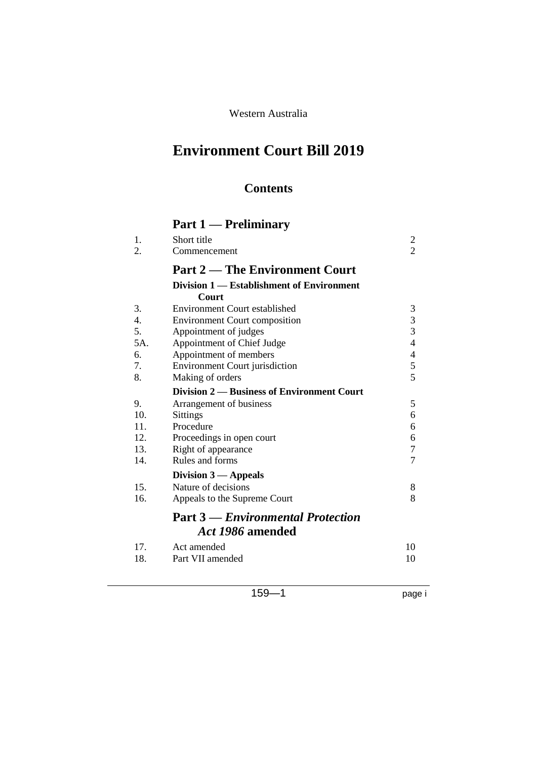Western Australia

# Environment Court Bill 2019

## Contents

### Part 1 — Preliminary

| | | |
|---|---|---|
| 1. | Short title | 2 |
| 2. | Commencement | 2 |

### Part 2 — The Environment Court

**Division 1 — Establishment of Environment Court**

| | | |
|---|---|---|
| 3. | Environment Court established | 3 |
| 4. | Environment Court composition | 3 |
| 5. | Appointment of judges | 3 |
| 5A. | Appointment of Chief Judge | 4 |
| 6. | Appointment of members | 4 |
| 7. | Environment Court jurisdiction | 5 |
| 8. | Making of orders | 5 |

**Division 2 — Business of Environment Court**

| | | |
|---|---|---|
| 9. | Arrangement of business | 5 |
| 10. | Sittings | 6 |
| 11. | Procedure | 6 |
| 12. | Proceedings in open court | 6 |
| 13. | Right of appearance | 7 |
| 14. | Rules and forms | 7 |

**Division 3 — Appeals**

| | | |
|---|---|---|
| 15. | Nature of decisions | 8 |
| 16. | Appeals to the Supreme Court | 8 |

### Part 3 — *Environmental Protection Act 1986* amended

| | | |
|---|---|---|
| 17. | Act amended | 10 |
| 18. | Part VII amended | 10 |

159—1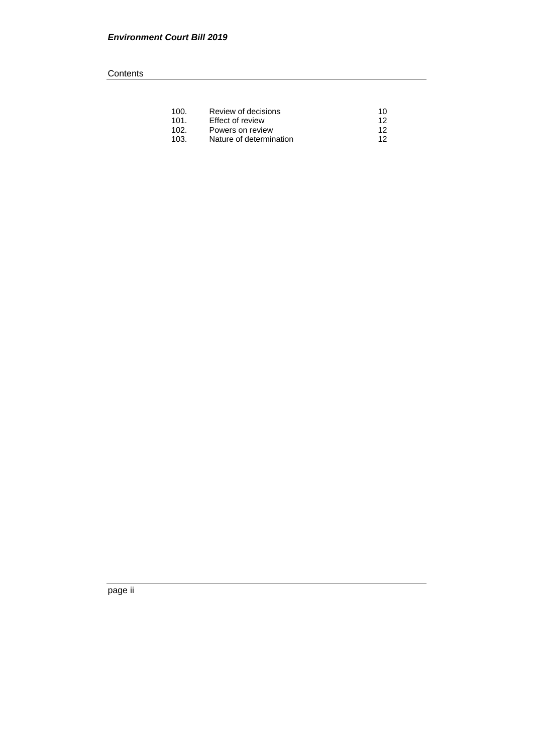| | | |
|---|---|---|
| 100. | Review of decisions | 10 |
| 101. | Effect of review | 12 |
| 102. | Powers on review | 12 |
| 103. | Nature of determination | 12 |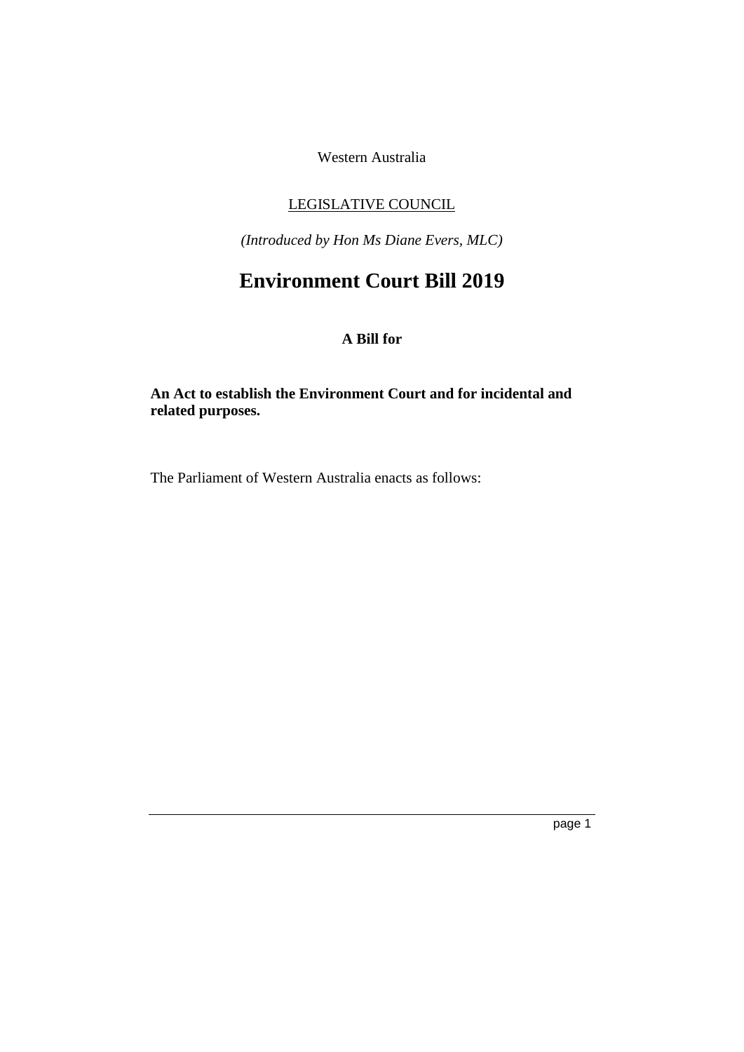Western Australia

LEGISLATIVE COUNCIL

*(Introduced by Hon Ms Diane Evers, MLC)*

# Environment Court Bill 2019

**A Bill for**

**An Act to establish the Environment Court and for incidental and related purposes.**

The Parliament of Western Australia enacts as follows: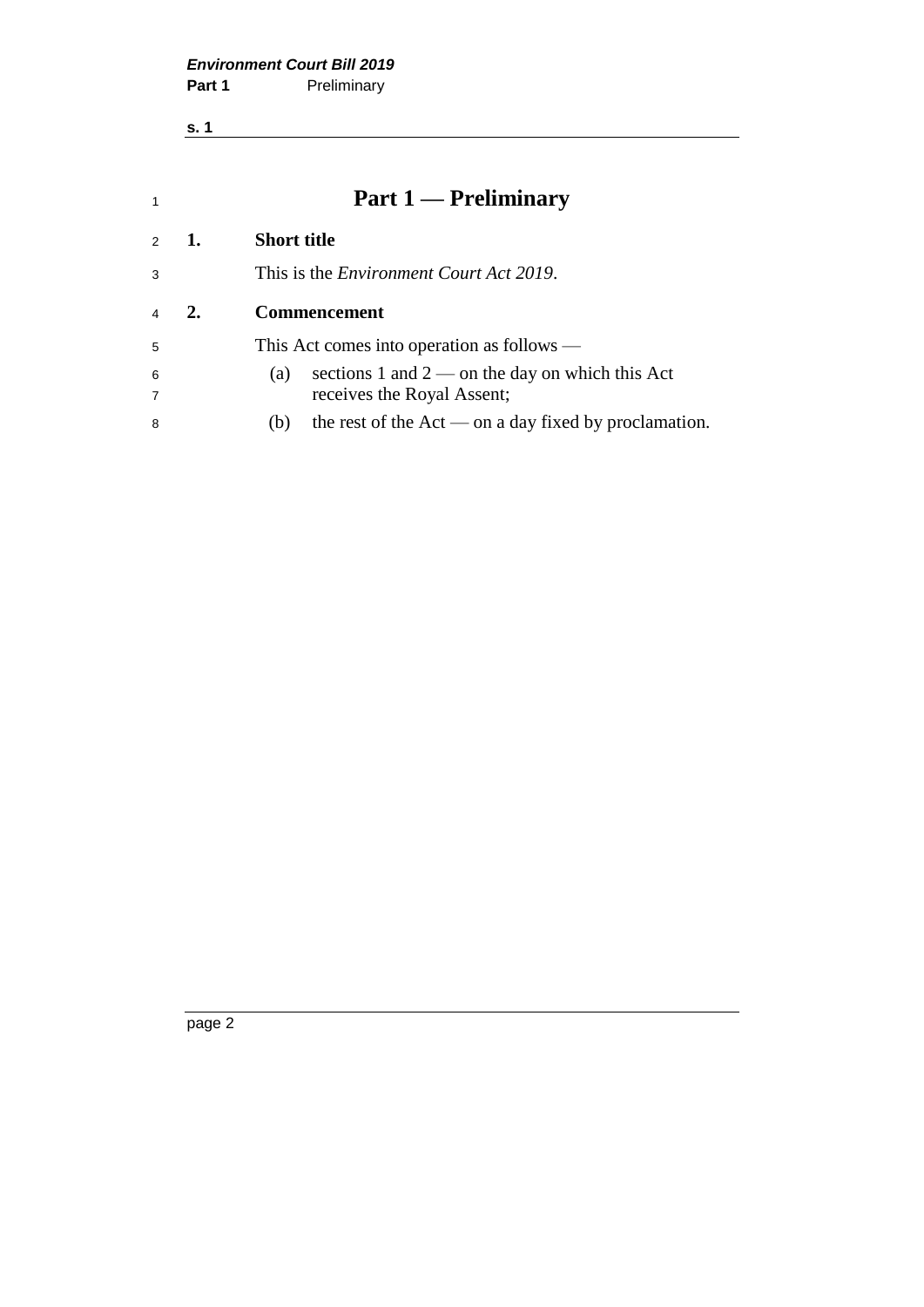# Part 1 — Preliminary

## 1. Short title

This is the *Environment Court Act 2019*.

## 2. Commencement

This Act comes into operation as follows —

(a) sections 1 and 2 — on the day on which this Act receives the Royal Assent;

(b) the rest of the Act — on a day fixed by proclamation.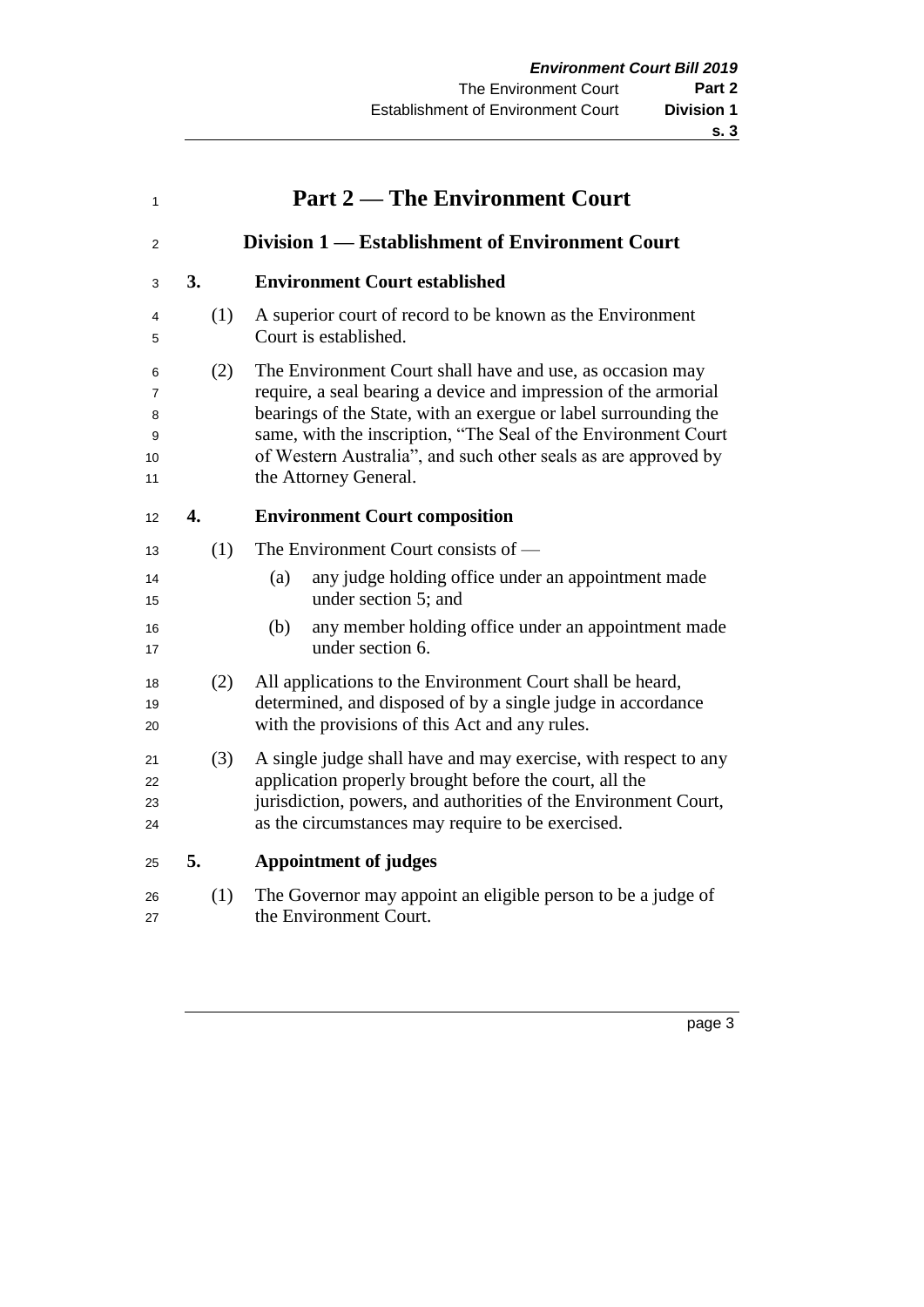# Part 2 — The Environment Court

## Division 1 — Establishment of Environment Court

### 3. Environment Court established

(1) A superior court of record to be known as the Environment Court is established.

(2) The Environment Court shall have and use, as occasion may require, a seal bearing a device and impression of the armorial bearings of the State, with an exergue or label surrounding the same, with the inscription, "The Seal of the Environment Court of Western Australia", and such other seals as are approved by the Attorney General.

### 4. Environment Court composition

(1) The Environment Court consists of —

- (a) any judge holding office under an appointment made under section 5; and
- (b) any member holding office under an appointment made under section 6.

(2) All applications to the Environment Court shall be heard, determined, and disposed of by a single judge in accordance with the provisions of this Act and any rules.

(3) A single judge shall have and may exercise, with respect to any application properly brought before the court, all the jurisdiction, powers, and authorities of the Environment Court, as the circumstances may require to be exercised.

### 5. Appointment of judges

(1) The Governor may appoint an eligible person to be a judge of the Environment Court.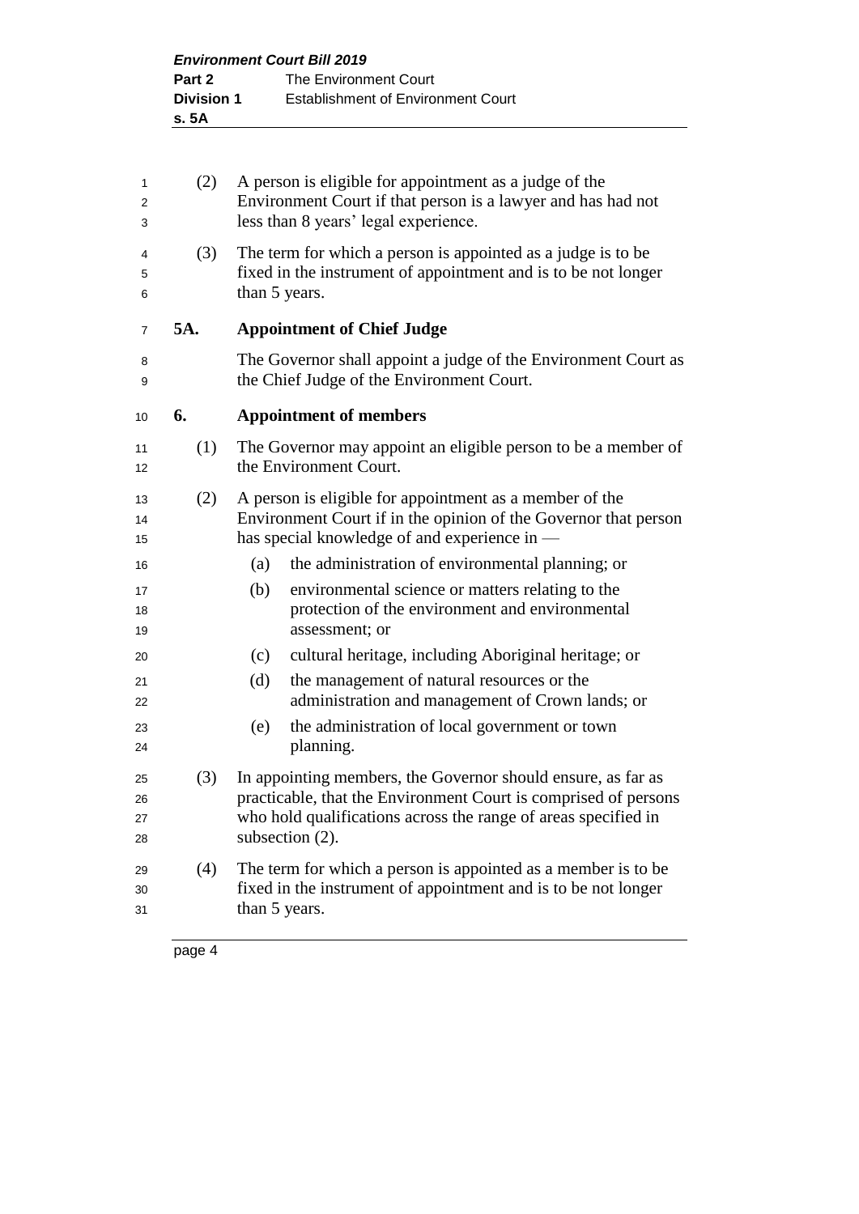(2) A person is eligible for appointment as a judge of the Environment Court if that person is a lawyer and has had not less than 8 years' legal experience.

(3) The term for which a person is appointed as a judge is to be fixed in the instrument of appointment and is to be not longer than 5 years.

### 5A. Appointment of Chief Judge

The Governor shall appoint a judge of the Environment Court as the Chief Judge of the Environment Court.

### 6. Appointment of members

(1) The Governor may appoint an eligible person to be a member of the Environment Court.

(2) A person is eligible for appointment as a member of the Environment Court if in the opinion of the Governor that person has special knowledge of and experience in —

- (a) the administration of environmental planning; or
- (b) environmental science or matters relating to the protection of the environment and environmental assessment; or
- (c) cultural heritage, including Aboriginal heritage; or
- (d) the management of natural resources or the administration and management of Crown lands; or
- (e) the administration of local government or town planning.

(3) In appointing members, the Governor should ensure, as far as practicable, that the Environment Court is comprised of persons who hold qualifications across the range of areas specified in subsection (2).

(4) The term for which a person is appointed as a member is to be fixed in the instrument of appointment and is to be not longer than 5 years.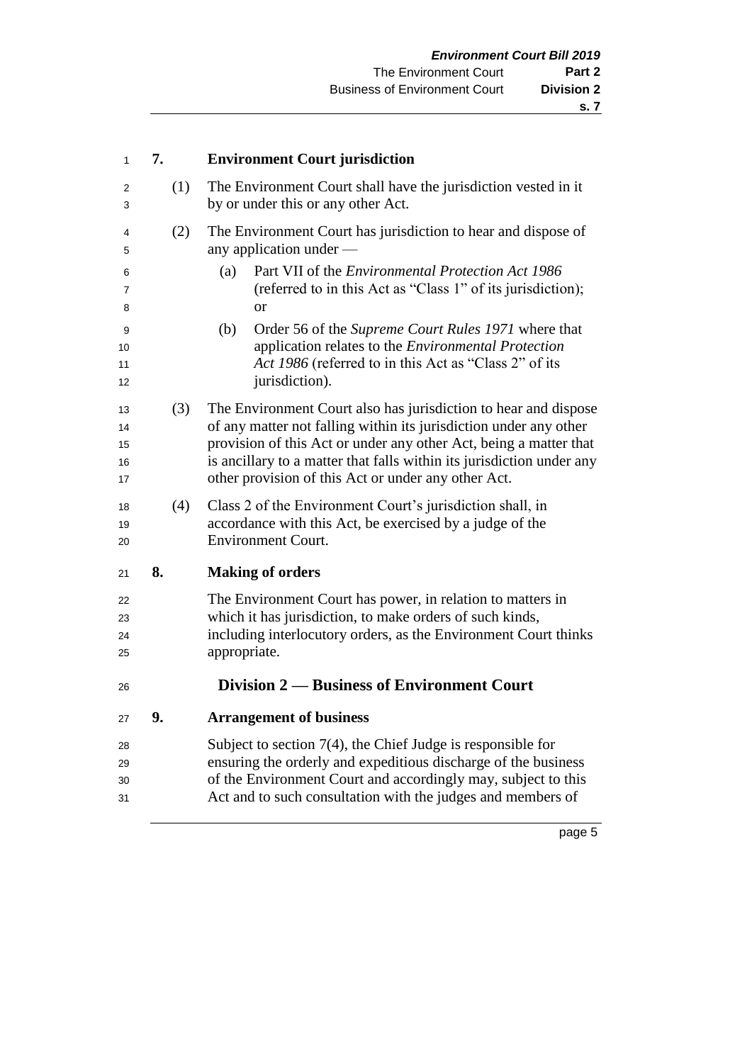**7. Environment Court jurisdiction**

(1) The Environment Court shall have the jurisdiction vested in it by or under this or any other Act.

(2) The Environment Court has jurisdiction to hear and dispose of any application under —

(a) Part VII of the *Environmental Protection Act 1986* (referred to in this Act as "Class 1" of its jurisdiction); or

(b) Order 56 of the *Supreme Court Rules 1971* where that application relates to the *Environmental Protection Act 1986* (referred to in this Act as "Class 2" of its jurisdiction).

(3) The Environment Court also has jurisdiction to hear and dispose of any matter not falling within its jurisdiction under any other provision of this Act or under any other Act, being a matter that is ancillary to a matter that falls within its jurisdiction under any other provision of this Act or under any other Act.

(4) Class 2 of the Environment Court's jurisdiction shall, in accordance with this Act, be exercised by a judge of the Environment Court.

**8. Making of orders**

The Environment Court has power, in relation to matters in which it has jurisdiction, to make orders of such kinds, including interlocutory orders, as the Environment Court thinks appropriate.

## Division 2 — Business of Environment Court

**9. Arrangement of business**

Subject to section 7(4), the Chief Judge is responsible for ensuring the orderly and expeditious discharge of the business of the Environment Court and accordingly may, subject to this Act and to such consultation with the judges and members of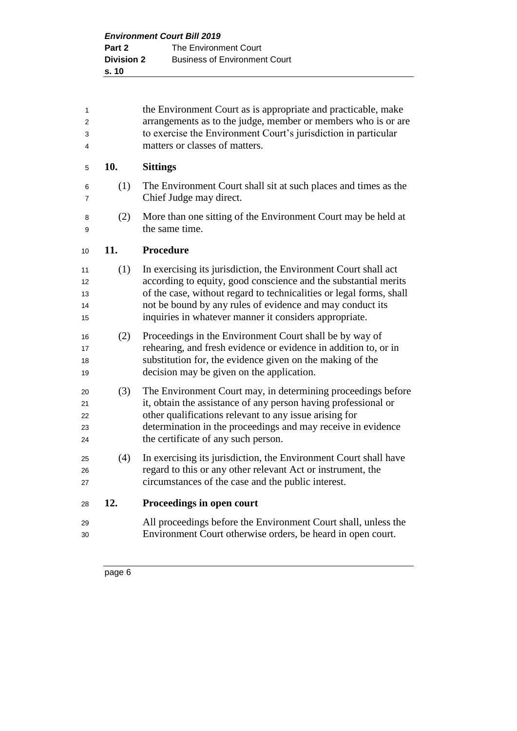the Environment Court as is appropriate and practicable, make arrangements as to the judge, member or members who is or are to exercise the Environment Court's jurisdiction in particular matters or classes of matters.

## 10. Sittings

(1) The Environment Court shall sit at such places and times as the Chief Judge may direct.

(2) More than one sitting of the Environment Court may be held at the same time.

## 11. Procedure

(1) In exercising its jurisdiction, the Environment Court shall act according to equity, good conscience and the substantial merits of the case, without regard to technicalities or legal forms, shall not be bound by any rules of evidence and may conduct its inquiries in whatever manner it considers appropriate.

(2) Proceedings in the Environment Court shall be by way of rehearing, and fresh evidence or evidence in addition to, or in substitution for, the evidence given on the making of the decision may be given on the application.

(3) The Environment Court may, in determining proceedings before it, obtain the assistance of any person having professional or other qualifications relevant to any issue arising for determination in the proceedings and may receive in evidence the certificate of any such person.

(4) In exercising its jurisdiction, the Environment Court shall have regard to this or any other relevant Act or instrument, the circumstances of the case and the public interest.

## 12. Proceedings in open court

All proceedings before the Environment Court shall, unless the Environment Court otherwise orders, be heard in open court.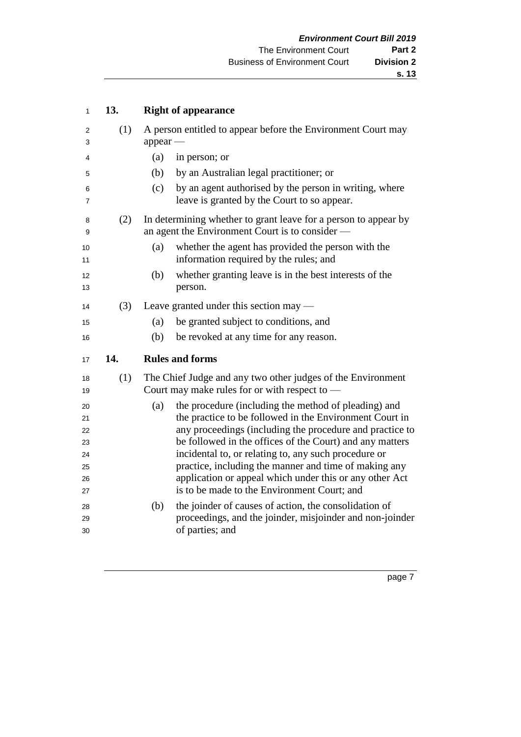## 13. Right of appearance

(1) A person entitled to appear before the Environment Court may appear —

(a) in person; or

(b) by an Australian legal practitioner; or

(c) by an agent authorised by the person in writing, where leave is granted by the Court to so appear.

(2) In determining whether to grant leave for a person to appear by an agent the Environment Court is to consider —

(a) whether the agent has provided the person with the information required by the rules; and

(b) whether granting leave is in the best interests of the person.

(3) Leave granted under this section may —

(a) be granted subject to conditions, and

(b) be revoked at any time for any reason.

## 14. Rules and forms

(1) The Chief Judge and any two other judges of the Environment Court may make rules for or with respect to —

(a) the procedure (including the method of pleading) and the practice to be followed in the Environment Court in any proceedings (including the procedure and practice to be followed in the offices of the Court) and any matters incidental to, or relating to, any such procedure or practice, including the manner and time of making any application or appeal which under this or any other Act is to be made to the Environment Court; and

(b) the joinder of causes of action, the consolidation of proceedings, and the joinder, misjoinder and non-joinder of parties; and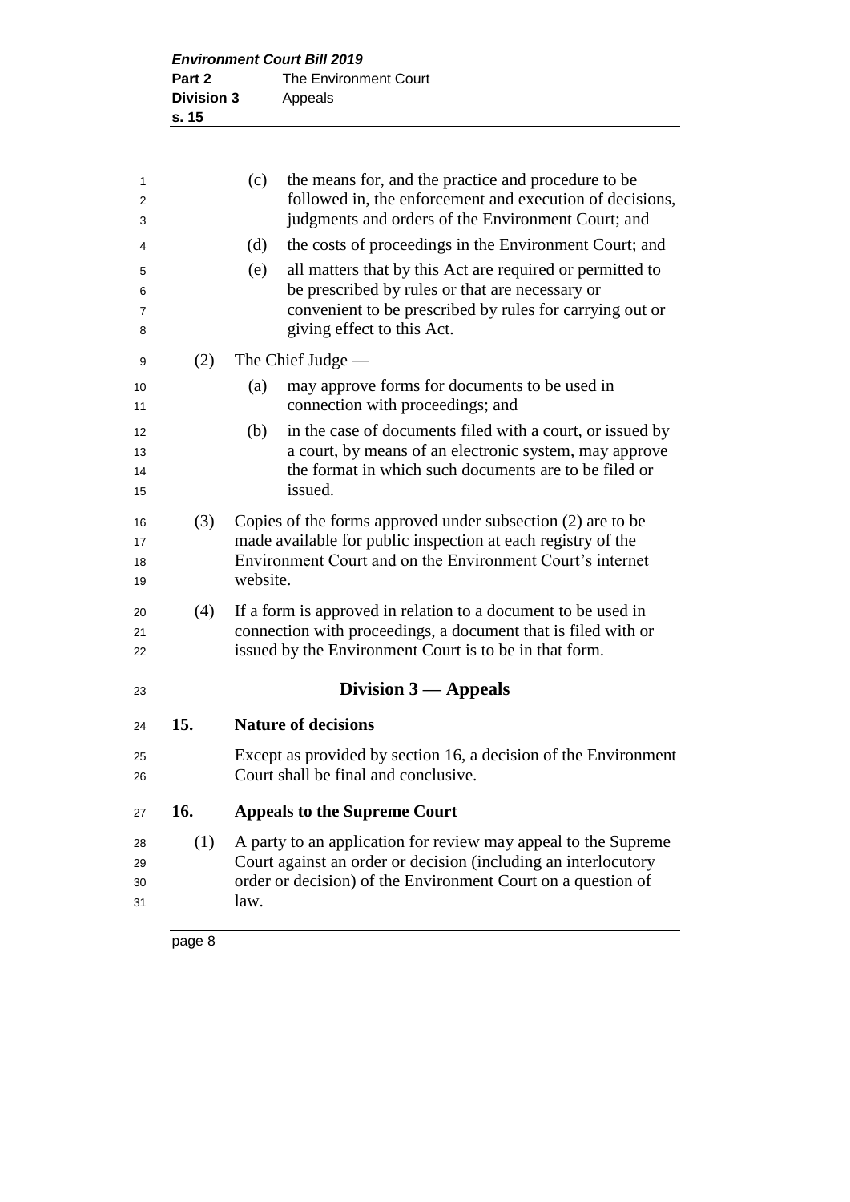(c) the means for, and the practice and procedure to be followed in, the enforcement and execution of decisions, judgments and orders of the Environment Court; and

(d) the costs of proceedings in the Environment Court; and

(e) all matters that by this Act are required or permitted to be prescribed by rules or that are necessary or convenient to be prescribed by rules for carrying out or giving effect to this Act.

(2) The Chief Judge —

(a) may approve forms for documents to be used in connection with proceedings; and

(b) in the case of documents filed with a court, or issued by a court, by means of an electronic system, may approve the format in which such documents are to be filed or issued.

(3) Copies of the forms approved under subsection (2) are to be made available for public inspection at each registry of the Environment Court and on the Environment Court's internet website.

(4) If a form is approved in relation to a document to be used in connection with proceedings, a document that is filed with or issued by the Environment Court is to be in that form.

## Division 3 — Appeals

### 15. Nature of decisions

Except as provided by section 16, a decision of the Environment Court shall be final and conclusive.

### 16. Appeals to the Supreme Court

(1) A party to an application for review may appeal to the Supreme Court against an order or decision (including an interlocutory order or decision) of the Environment Court on a question of law.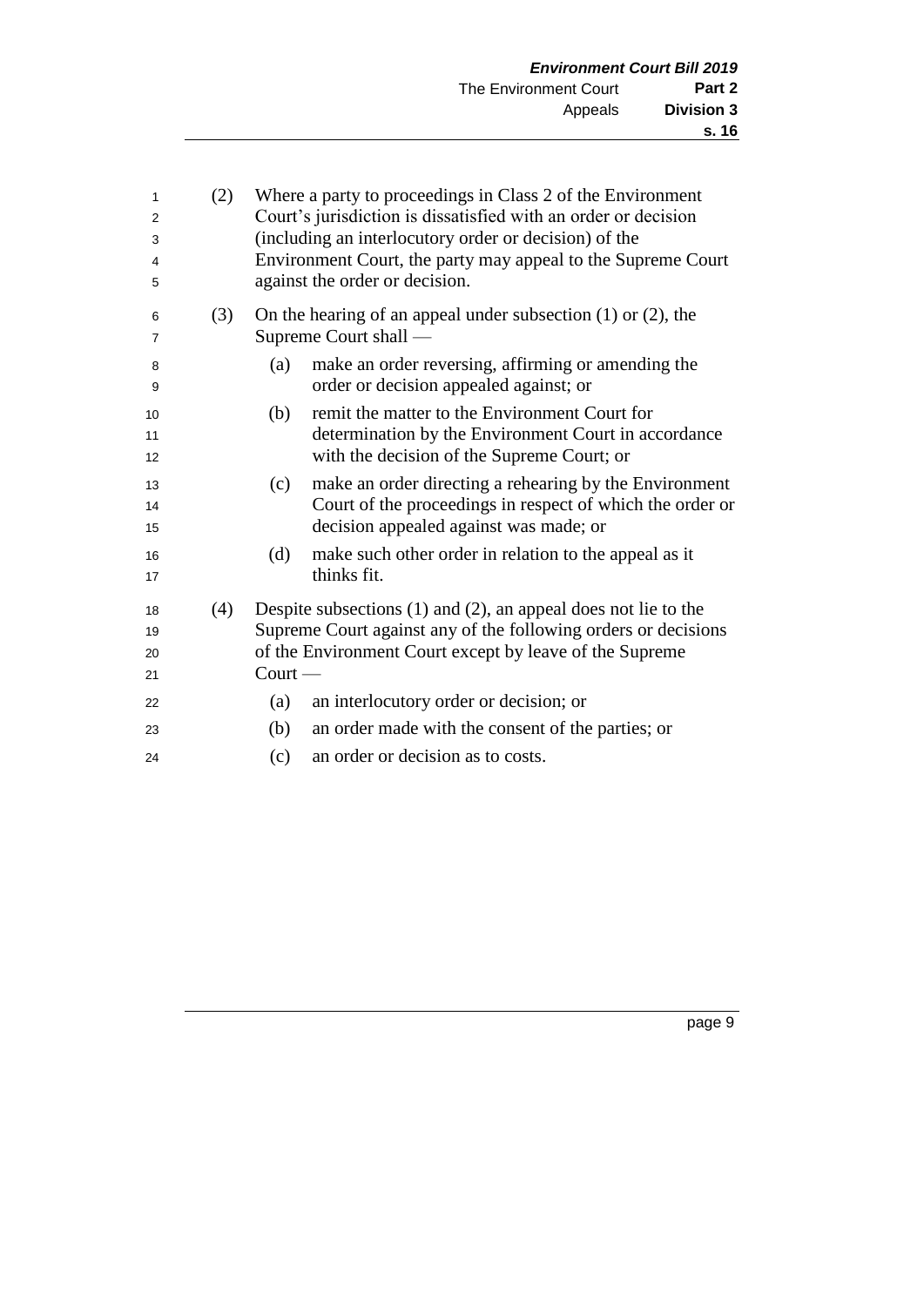(2) Where a party to proceedings in Class 2 of the Environment Court's jurisdiction is dissatisfied with an order or decision (including an interlocutory order or decision) of the Environment Court, the party may appeal to the Supreme Court against the order or decision.

(3) On the hearing of an appeal under subsection (1) or (2), the Supreme Court shall —

- (a) make an order reversing, affirming or amending the order or decision appealed against; or
- (b) remit the matter to the Environment Court for determination by the Environment Court in accordance with the decision of the Supreme Court; or
- (c) make an order directing a rehearing by the Environment Court of the proceedings in respect of which the order or decision appealed against was made; or
- (d) make such other order in relation to the appeal as it thinks fit.

(4) Despite subsections (1) and (2), an appeal does not lie to the Supreme Court against any of the following orders or decisions of the Environment Court except by leave of the Supreme Court —

- (a) an interlocutory order or decision; or
- (b) an order made with the consent of the parties; or
- (c) an order or decision as to costs.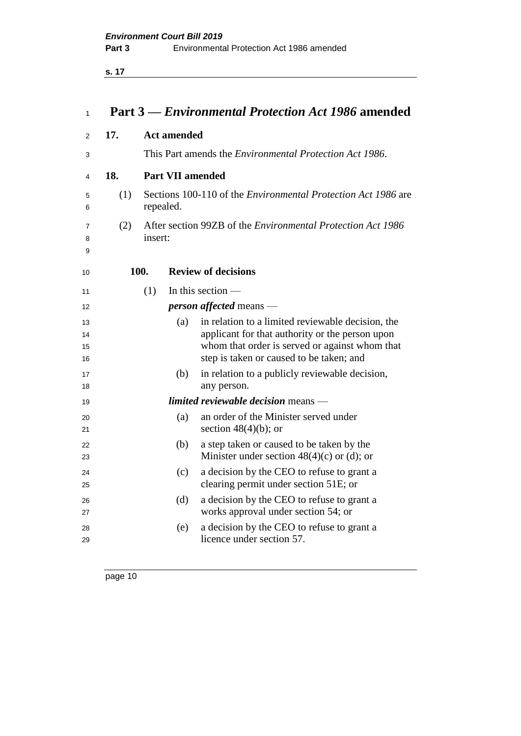# Part 3 — *Environmental Protection Act 1986* amended

**17. Act amended**

This Part amends the *Environmental Protection Act 1986*.

**18. Part VII amended**

(1) Sections 100-110 of the *Environmental Protection Act 1986* are repealed.

(2) After section 99ZB of the *Environmental Protection Act 1986* insert:

**100. Review of decisions**

(1) In this section —

***person affected*** means —

(a) in relation to a limited reviewable decision, the applicant for that authority or the person upon whom that order is served or against whom that step is taken or caused to be taken; and

(b) in relation to a publicly reviewable decision, any person.

***limited reviewable decision*** means —

(a) an order of the Minister served under section 48(4)(b); or

(b) a step taken or caused to be taken by the Minister under section 48(4)(c) or (d); or

(c) a decision by the CEO to refuse to grant a clearing permit under section 51E; or

(d) a decision by the CEO to refuse to grant a works approval under section 54; or

(e) a decision by the CEO to refuse to grant a licence under section 57.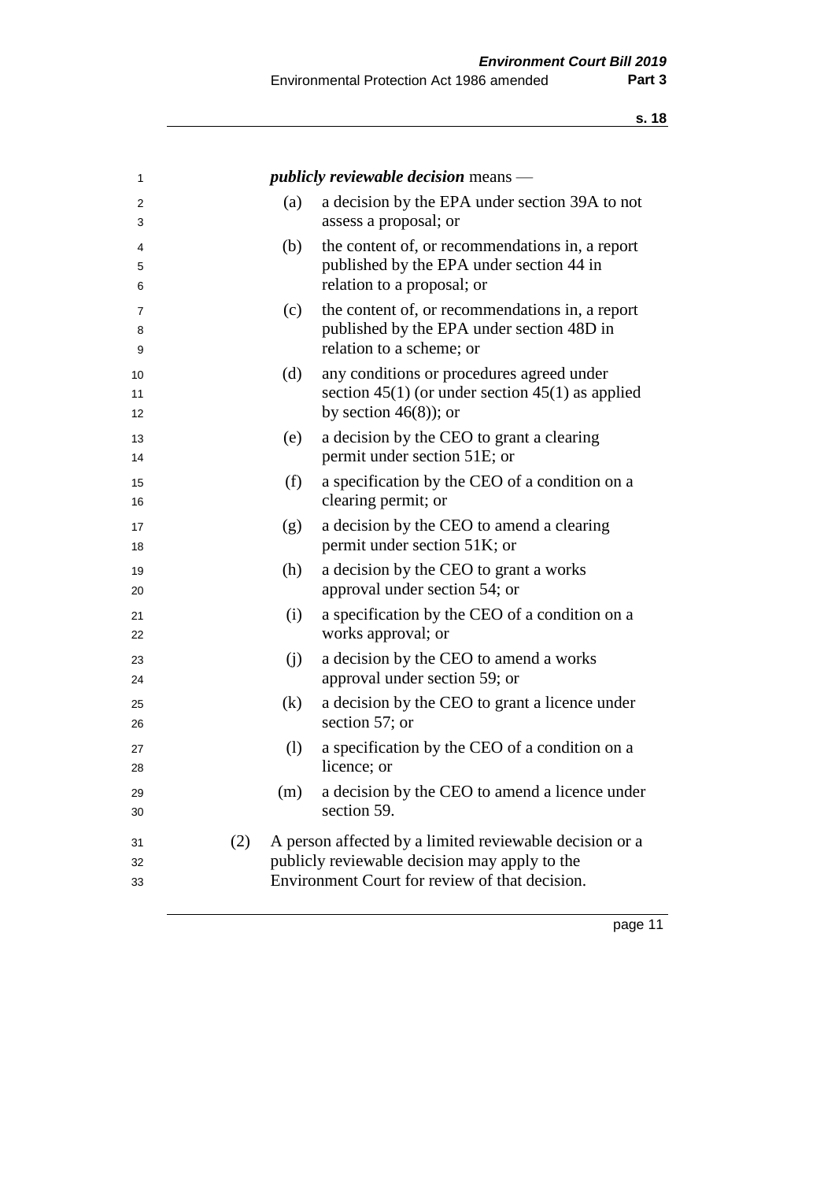***publicly reviewable decision*** means —

(a) a decision by the EPA under section 39A to not assess a proposal; or

(b) the content of, or recommendations in, a report published by the EPA under section 44 in relation to a proposal; or

(c) the content of, or recommendations in, a report published by the EPA under section 48D in relation to a scheme; or

(d) any conditions or procedures agreed under section 45(1) (or under section 45(1) as applied by section 46(8)); or

(e) a decision by the CEO to grant a clearing permit under section 51E; or

(f) a specification by the CEO of a condition on a clearing permit; or

(g) a decision by the CEO to amend a clearing permit under section 51K; or

(h) a decision by the CEO to grant a works approval under section 54; or

(i) a specification by the CEO of a condition on a works approval; or

(j) a decision by the CEO to amend a works approval under section 59; or

(k) a decision by the CEO to grant a licence under section 57; or

(l) a specification by the CEO of a condition on a licence; or

(m) a decision by the CEO to amend a licence under section 59.

(2) A person affected by a limited reviewable decision or a publicly reviewable decision may apply to the Environment Court for review of that decision.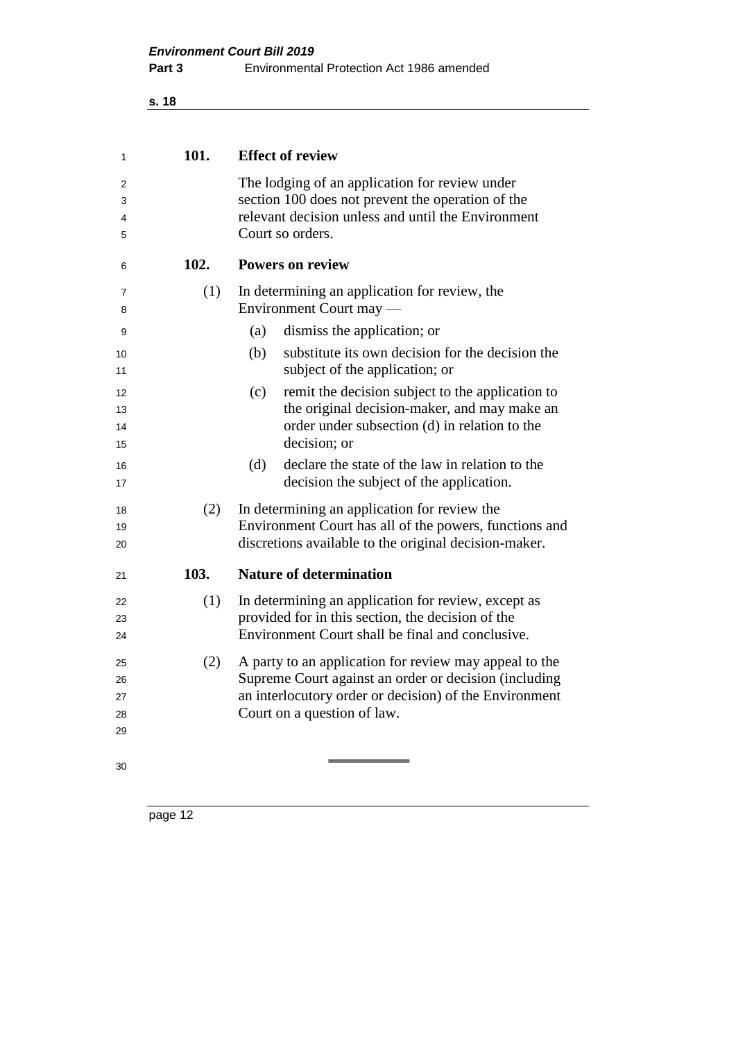**101. Effect of review**

The lodging of an application for review under section 100 does not prevent the operation of the relevant decision unless and until the Environment Court so orders.

**102. Powers on review**

(1) In determining an application for review, the Environment Court may —

(a) dismiss the application; or

(b) substitute its own decision for the decision the subject of the application; or

(c) remit the decision subject to the application to the original decision-maker, and may make an order under subsection (d) in relation to the decision; or

(d) declare the state of the law in relation to the decision the subject of the application.

(2) In determining an application for review the Environment Court has all of the powers, functions and discretions available to the original decision-maker.

**103. Nature of determination**

(1) In determining an application for review, except as provided for in this section, the decision of the Environment Court shall be final and conclusive.

(2) A party to an application for review may appeal to the Supreme Court against an order or decision (including an interlocutory order or decision) of the Environment Court on a question of law.